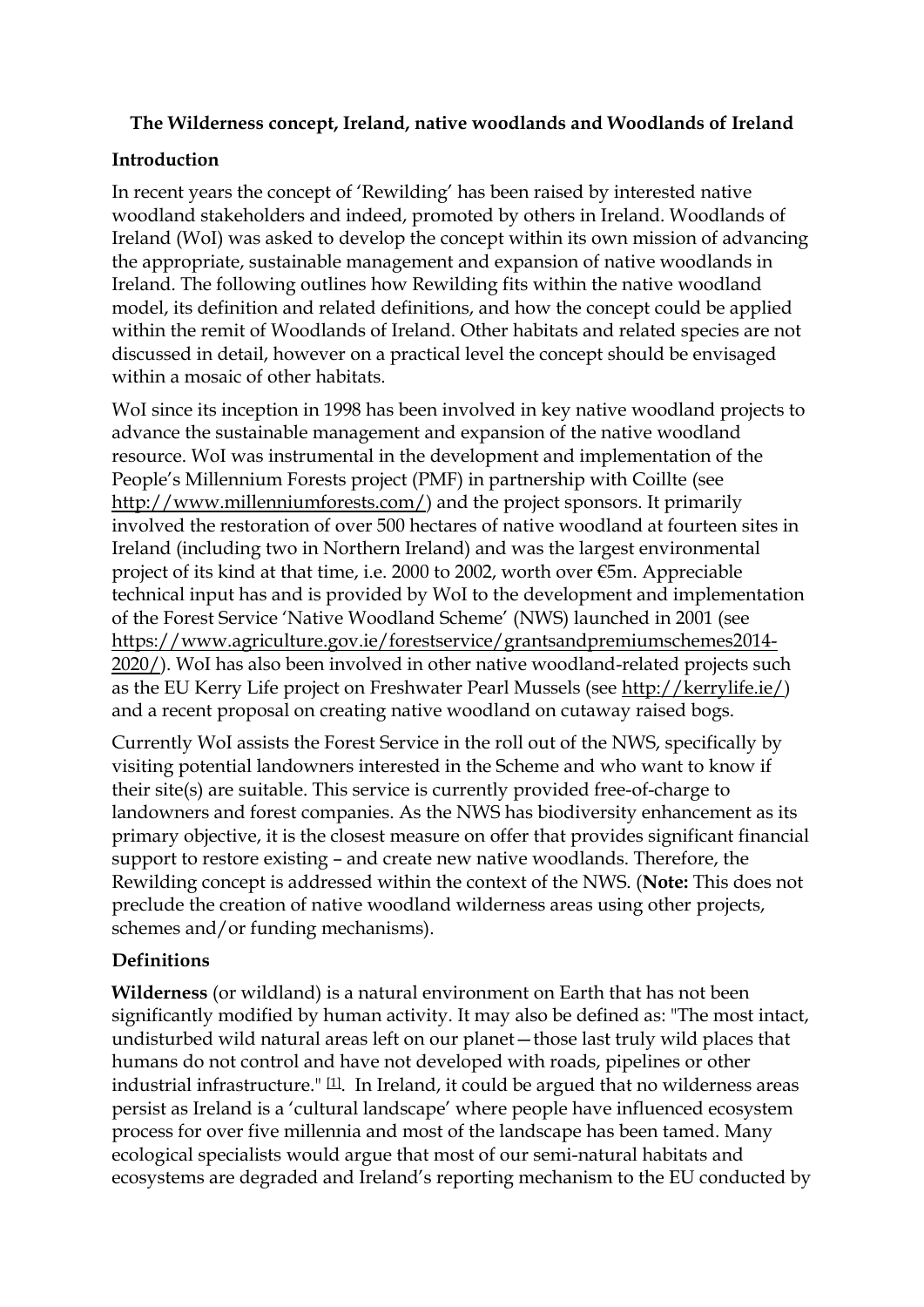**The Wilderness concept, Ireland, native woodlands and Woodlands of Ireland**

## Introduction

In recent years the concept of 'Rewilding' has been raised by interested native woodland stakeholders and indeed, promoted by others in Ireland. Woodlands of Ireland (WoI) was asked to develop the concept within its own mission of advancing the appropriate, sustainable management and expansion of native woodlands in Ireland. The following outlines how Rewilding fits within the native woodland model, its definition and related definitions, and how the concept could be applied within the remit of Woodlands of Ireland. Other habitats and related species are not discussed in detail, however on a practical level the concept should be envisaged within a mosaic of other habitats.

WoI since its inception in 1998 has been involved in key native woodland projects to advance the sustainable management and expansion of the native woodland resource. WoI was instrumental in the development and implementation of the People's Millennium Forests project (PMF) in partnership with Coillte (see http://www.millenniumforests.com/) and the project sponsors. It primarily involved the restoration of over 500 hectares of native woodland at fourteen sites in Ireland (including two in Northern Ireland) and was the largest environmental project of its kind at that time, i.e. 2000 to 2002, worth over €5m. Appreciable technical input has and is provided by WoI to the development and implementation of the Forest Service 'Native Woodland Scheme' (NWS) launched in 2001 (see https://www.agriculture.gov.ie/forestservice/grantsandpremiumschemes2014-2020/). WoI has also been involved in other native woodland-related projects such as the EU Kerry Life project on Freshwater Pearl Mussels (see http://kerrylife.ie/) and a recent proposal on creating native woodland on cutaway raised bogs.

Currently WoI assists the Forest Service in the roll out of the NWS, specifically by visiting potential landowners interested in the Scheme and who want to know if their site(s) are suitable. This service is currently provided free-of-charge to landowners and forest companies. As the NWS has biodiversity enhancement as its primary objective, it is the closest measure on offer that provides significant financial support to restore existing – and create new native woodlands. Therefore, the Rewilding concept is addressed within the context of the NWS. (**Note:** This does not preclude the creation of native woodland wilderness areas using other projects, schemes and/or funding mechanisms).

## Definitions

**Wilderness** (or wildland) is a natural environment on Earth that has not been significantly modified by human activity. It may also be defined as: "The most intact, undisturbed wild natural areas left on our planet—those last truly wild places that humans do not control and have not developed with roads, pipelines or other industrial infrastructure." [1]. In Ireland, it could be argued that no wilderness areas persist as Ireland is a 'cultural landscape' where people have influenced ecosystem process for over five millennia and most of the landscape has been tamed. Many ecological specialists would argue that most of our semi-natural habitats and ecosystems are degraded and Ireland's reporting mechanism to the EU conducted by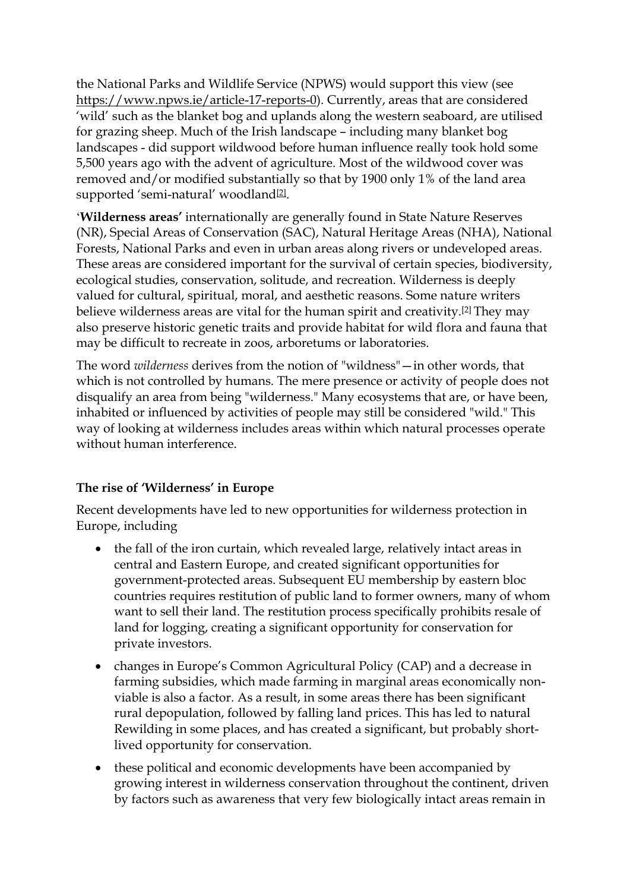the National Parks and Wildlife Service (NPWS) would support this view (see https://www.npws.ie/article-17-reports-0). Currently, areas that are considered 'wild' such as the blanket bog and uplands along the western seaboard, are utilised for grazing sheep. Much of the Irish landscape – including many blanket bog landscapes - did support wildwood before human influence really took hold some 5,500 years ago with the advent of agriculture. Most of the wildwood cover was removed and/or modified substantially so that by 1900 only 1% of the land area supported 'semi-natural' woodland[2].

'**Wilderness areas'** internationally are generally found in State Nature Reserves (NR), Special Areas of Conservation (SAC), Natural Heritage Areas (NHA), National Forests, National Parks and even in urban areas along rivers or undeveloped areas. These areas are considered important for the survival of certain species, biodiversity, ecological studies, conservation, solitude, and recreation. Wilderness is deeply valued for cultural, spiritual, moral, and aesthetic reasons. Some nature writers believe wilderness areas are vital for the human spirit and creativity.[2] They may also preserve historic genetic traits and provide habitat for wild flora and fauna that may be difficult to recreate in zoos, arboretums or laboratories.

The word *wilderness* derives from the notion of "wildness"—in other words, that which is not controlled by humans. The mere presence or activity of people does not disqualify an area from being "wilderness." Many ecosystems that are, or have been, inhabited or influenced by activities of people may still be considered "wild." This way of looking at wilderness includes areas within which natural processes operate without human interference.

**The rise of 'Wilderness' in Europe**

Recent developments have led to new opportunities for wilderness protection in Europe, including

- the fall of the iron curtain, which revealed large, relatively intact areas in central and Eastern Europe, and created significant opportunities for government-protected areas. Subsequent EU membership by eastern bloc countries requires restitution of public land to former owners, many of whom want to sell their land. The restitution process specifically prohibits resale of land for logging, creating a significant opportunity for conservation for private investors.
- changes in Europe's Common Agricultural Policy (CAP) and a decrease in farming subsidies, which made farming in marginal areas economically non-viable is also a factor. As a result, in some areas there has been significant rural depopulation, followed by falling land prices. This has led to natural Rewilding in some places, and has created a significant, but probably short-lived opportunity for conservation.
- these political and economic developments have been accompanied by growing interest in wilderness conservation throughout the continent, driven by factors such as awareness that very few biologically intact areas remain in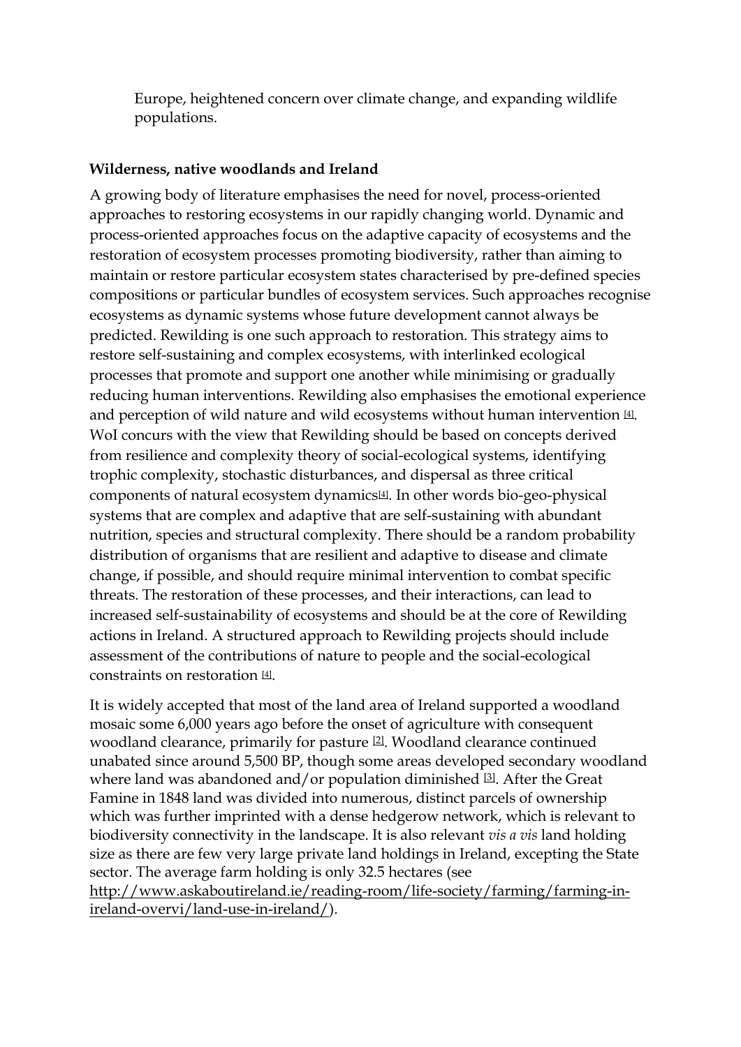Europe, heightened concern over climate change, and expanding wildlife populations.

**Wilderness, native woodlands and Ireland**

A growing body of literature emphasises the need for novel, process-oriented approaches to restoring ecosystems in our rapidly changing world. Dynamic and process-oriented approaches focus on the adaptive capacity of ecosystems and the restoration of ecosystem processes promoting biodiversity, rather than aiming to maintain or restore particular ecosystem states characterised by pre-defined species compositions or particular bundles of ecosystem services. Such approaches recognise ecosystems as dynamic systems whose future development cannot always be predicted. Rewilding is one such approach to restoration. This strategy aims to restore self-sustaining and complex ecosystems, with interlinked ecological processes that promote and support one another while minimising or gradually reducing human interventions. Rewilding also emphasises the emotional experience and perception of wild nature and wild ecosystems without human intervention [4]. WoI concurs with the view that Rewilding should be based on concepts derived from resilience and complexity theory of social-ecological systems, identifying trophic complexity, stochastic disturbances, and dispersal as three critical components of natural ecosystem dynamics[4]. In other words bio-geo-physical systems that are complex and adaptive that are self-sustaining with abundant nutrition, species and structural complexity. There should be a random probability distribution of organisms that are resilient and adaptive to disease and climate change, if possible, and should require minimal intervention to combat specific threats. The restoration of these processes, and their interactions, can lead to increased self-sustainability of ecosystems and should be at the core of Rewilding actions in Ireland. A structured approach to Rewilding projects should include assessment of the contributions of nature to people and the social-ecological constraints on restoration [4].

It is widely accepted that most of the land area of Ireland supported a woodland mosaic some 6,000 years ago before the onset of agriculture with consequent woodland clearance, primarily for pasture [2]. Woodland clearance continued unabated since around 5,500 BP, though some areas developed secondary woodland where land was abandoned and/or population diminished [3]. After the Great Famine in 1848 land was divided into numerous, distinct parcels of ownership which was further imprinted with a dense hedgerow network, which is relevant to biodiversity connectivity in the landscape. It is also relevant *vis a vis* land holding size as there are few very large private land holdings in Ireland, excepting the State sector. The average farm holding is only 32.5 hectares (see http://www.askaboutireland.ie/reading-room/life-society/farming/farming-in-ireland-overvi/land-use-in-ireland/).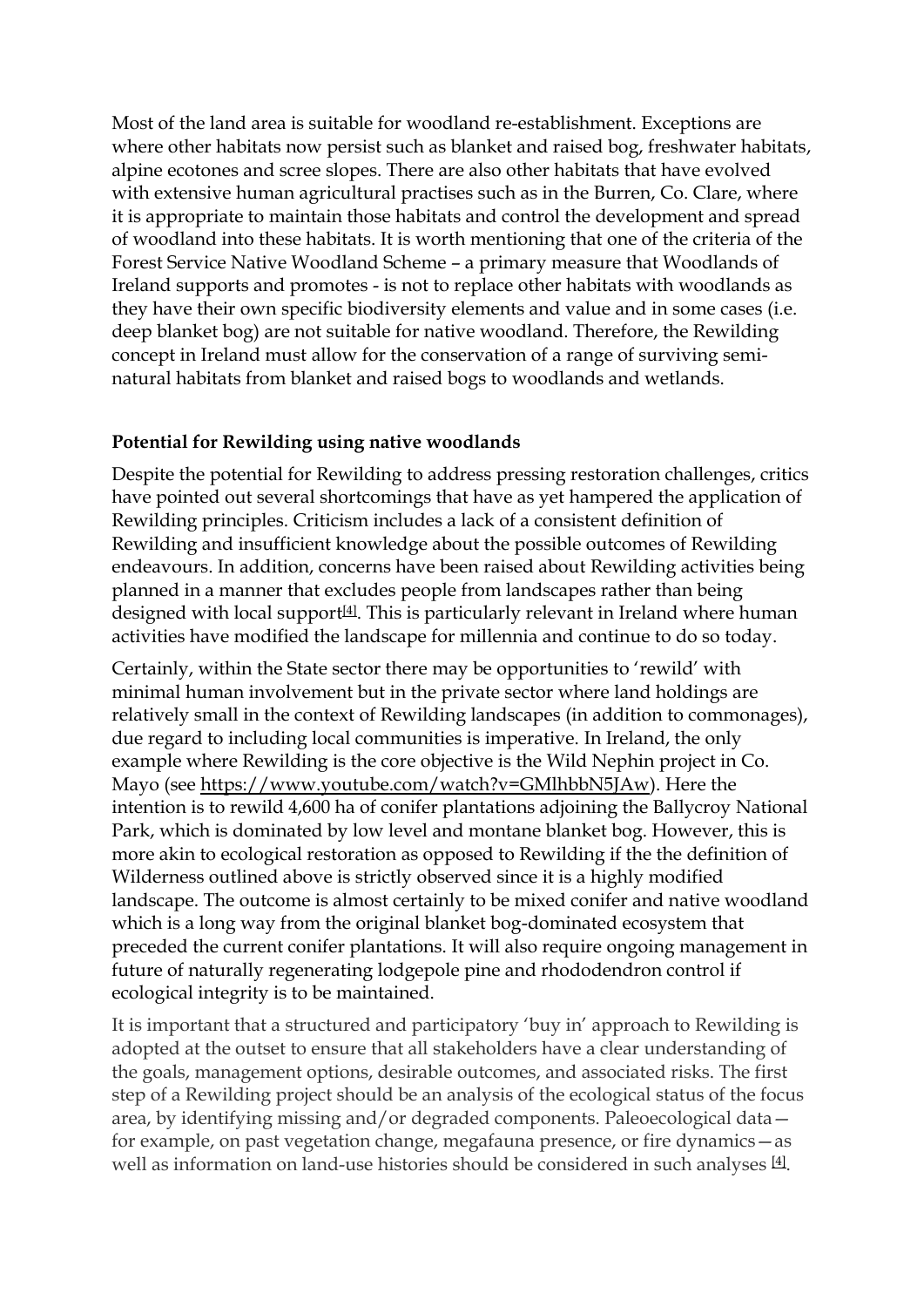Most of the land area is suitable for woodland re-establishment. Exceptions are where other habitats now persist such as blanket and raised bog, freshwater habitats, alpine ecotones and scree slopes. There are also other habitats that have evolved with extensive human agricultural practises such as in the Burren, Co. Clare, where it is appropriate to maintain those habitats and control the development and spread of woodland into these habitats. It is worth mentioning that one of the criteria of the Forest Service Native Woodland Scheme – a primary measure that Woodlands of Ireland supports and promotes - is not to replace other habitats with woodlands as they have their own specific biodiversity elements and value and in some cases (i.e. deep blanket bog) are not suitable for native woodland. Therefore, the Rewilding concept in Ireland must allow for the conservation of a range of surviving semi-natural habitats from blanket and raised bogs to woodlands and wetlands.

**Potential for Rewilding using native woodlands**

Despite the potential for Rewilding to address pressing restoration challenges, critics have pointed out several shortcomings that have as yet hampered the application of Rewilding principles. Criticism includes a lack of a consistent definition of Rewilding and insufficient knowledge about the possible outcomes of Rewilding endeavours. In addition, concerns have been raised about Rewilding activities being planned in a manner that excludes people from landscapes rather than being designed with local support[4]. This is particularly relevant in Ireland where human activities have modified the landscape for millennia and continue to do so today.

Certainly, within the State sector there may be opportunities to 'rewild' with minimal human involvement but in the private sector where land holdings are relatively small in the context of Rewilding landscapes (in addition to commonages), due regard to including local communities is imperative. In Ireland, the only example where Rewilding is the core objective is the Wild Nephin project in Co. Mayo (see https://www.youtube.com/watch?v=GMlhbbN5JAw). Here the intention is to rewild 4,600 ha of conifer plantations adjoining the Ballycroy National Park, which is dominated by low level and montane blanket bog. However, this is more akin to ecological restoration as opposed to Rewilding if the the definition of Wilderness outlined above is strictly observed since it is a highly modified landscape. The outcome is almost certainly to be mixed conifer and native woodland which is a long way from the original blanket bog-dominated ecosystem that preceded the current conifer plantations. It will also require ongoing management in future of naturally regenerating lodgepole pine and rhododendron control if ecological integrity is to be maintained.

It is important that a structured and participatory 'buy in' approach to Rewilding is adopted at the outset to ensure that all stakeholders have a clear understanding of the goals, management options, desirable outcomes, and associated risks. The first step of a Rewilding project should be an analysis of the ecological status of the focus area, by identifying missing and/or degraded components. Paleoecological data—for example, on past vegetation change, megafauna presence, or fire dynamics—as well as information on land-use histories should be considered in such analyses [4].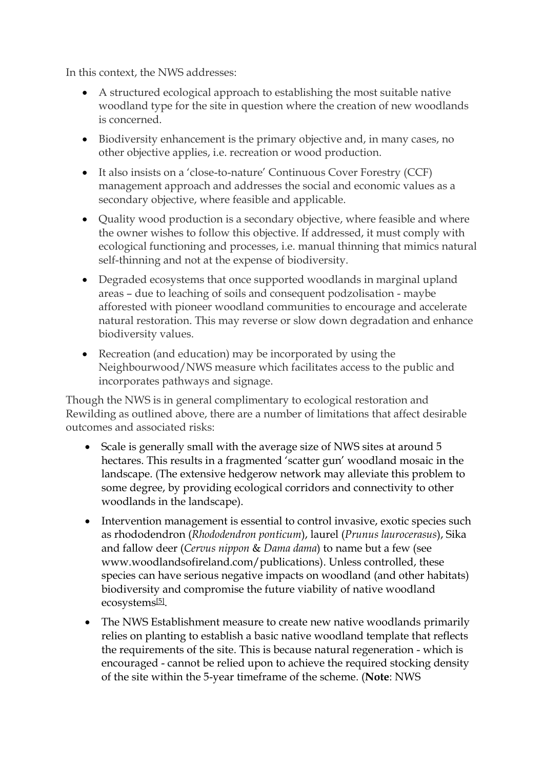In this context, the NWS addresses:

- A structured ecological approach to establishing the most suitable native woodland type for the site in question where the creation of new woodlands is concerned.
- Biodiversity enhancement is the primary objective and, in many cases, no other objective applies, i.e. recreation or wood production.
- It also insists on a 'close-to-nature' Continuous Cover Forestry (CCF) management approach and addresses the social and economic values as a secondary objective, where feasible and applicable.
- Quality wood production is a secondary objective, where feasible and where the owner wishes to follow this objective. If addressed, it must comply with ecological functioning and processes, i.e. manual thinning that mimics natural self-thinning and not at the expense of biodiversity.
- Degraded ecosystems that once supported woodlands in marginal upland areas – due to leaching of soils and consequent podzolisation - maybe afforested with pioneer woodland communities to encourage and accelerate natural restoration. This may reverse or slow down degradation and enhance biodiversity values.
- Recreation (and education) may be incorporated by using the Neighbourwood/NWS measure which facilitates access to the public and incorporates pathways and signage.

Though the NWS is in general complimentary to ecological restoration and Rewilding as outlined above, there are a number of limitations that affect desirable outcomes and associated risks:

- Scale is generally small with the average size of NWS sites at around 5 hectares. This results in a fragmented 'scatter gun' woodland mosaic in the landscape. (The extensive hedgerow network may alleviate this problem to some degree, by providing ecological corridors and connectivity to other woodlands in the landscape).
- Intervention management is essential to control invasive, exotic species such as rhododendron (*Rhododendron ponticum*), laurel (*Prunus laurocerasus*), Sika and fallow deer (*Cervus nippon* & *Dama dama*) to name but a few (see www.woodlandsofireland.com/publications). Unless controlled, these species can have serious negative impacts on woodland (and other habitats) biodiversity and compromise the future viability of native woodland ecosystems[5].
- The NWS Establishment measure to create new native woodlands primarily relies on planting to establish a basic native woodland template that reflects the requirements of the site. This is because natural regeneration - which is encouraged - cannot be relied upon to achieve the required stocking density of the site within the 5-year timeframe of the scheme. (**Note**: NWS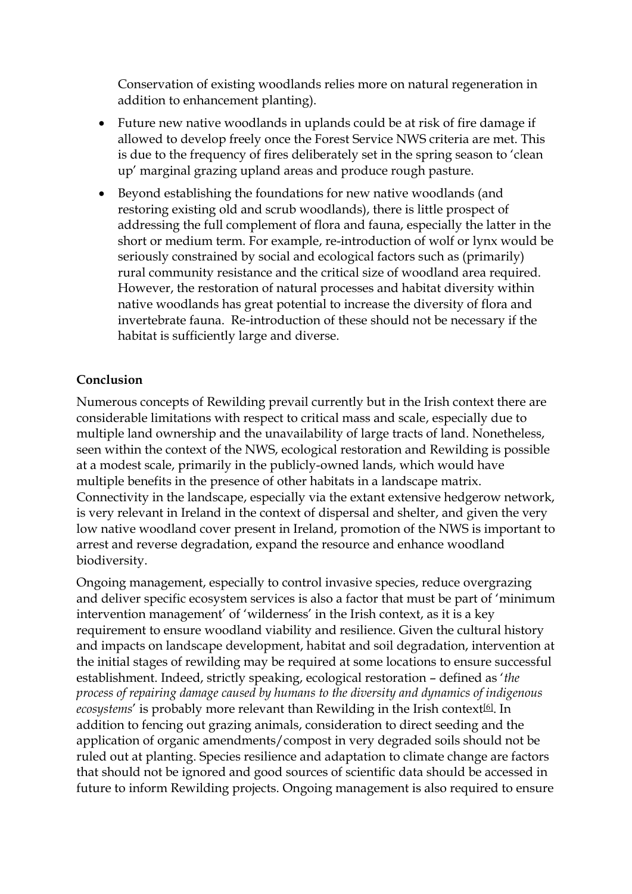Conservation of existing woodlands relies more on natural regeneration in addition to enhancement planting).

- Future new native woodlands in uplands could be at risk of fire damage if allowed to develop freely once the Forest Service NWS criteria are met. This is due to the frequency of fires deliberately set in the spring season to 'clean up' marginal grazing upland areas and produce rough pasture.
- Beyond establishing the foundations for new native woodlands (and restoring existing old and scrub woodlands), there is little prospect of addressing the full complement of flora and fauna, especially the latter in the short or medium term. For example, re-introduction of wolf or lynx would be seriously constrained by social and ecological factors such as (primarily) rural community resistance and the critical size of woodland area required. However, the restoration of natural processes and habitat diversity within native woodlands has great potential to increase the diversity of flora and invertebrate fauna. Re-introduction of these should not be necessary if the habitat is sufficiently large and diverse.

**Conclusion**

Numerous concepts of Rewilding prevail currently but in the Irish context there are considerable limitations with respect to critical mass and scale, especially due to multiple land ownership and the unavailability of large tracts of land. Nonetheless, seen within the context of the NWS, ecological restoration and Rewilding is possible at a modest scale, primarily in the publicly-owned lands, which would have multiple benefits in the presence of other habitats in a landscape matrix. Connectivity in the landscape, especially via the extant extensive hedgerow network, is very relevant in Ireland in the context of dispersal and shelter, and given the very low native woodland cover present in Ireland, promotion of the NWS is important to arrest and reverse degradation, expand the resource and enhance woodland biodiversity.

Ongoing management, especially to control invasive species, reduce overgrazing and deliver specific ecosystem services is also a factor that must be part of 'minimum intervention management' of 'wilderness' in the Irish context, as it is a key requirement to ensure woodland viability and resilience. Given the cultural history and impacts on landscape development, habitat and soil degradation, intervention at the initial stages of rewilding may be required at some locations to ensure successful establishment. Indeed, strictly speaking, ecological restoration – defined as '*the process of repairing damage caused by humans to the diversity and dynamics of indigenous ecosystems*' is probably more relevant than Rewilding in the Irish context[6]. In addition to fencing out grazing animals, consideration to direct seeding and the application of organic amendments/compost in very degraded soils should not be ruled out at planting. Species resilience and adaptation to climate change are factors that should not be ignored and good sources of scientific data should be accessed in future to inform Rewilding projects. Ongoing management is also required to ensure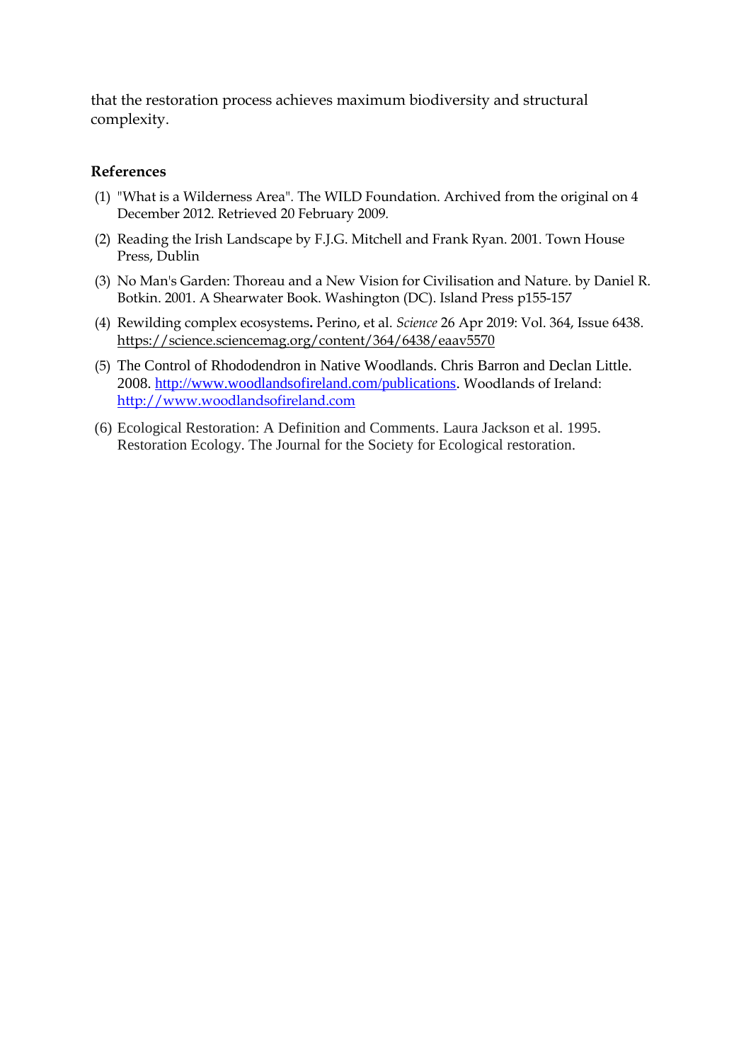that the restoration process achieves maximum biodiversity and structural complexity.

## References

1. "What is a Wilderness Area". The WILD Foundation. Archived from the original on 4 December 2012. Retrieved 20 February 2009.
2. Reading the Irish Landscape by F.J.G. Mitchell and Frank Ryan. 2001. Town House Press, Dublin
3. No Man's Garden: Thoreau and a New Vision for Civilisation and Nature. by Daniel R. Botkin. 2001. A Shearwater Book. Washington (DC). Island Press p155-157
4. Rewilding complex ecosystems**.** Perino, et al. *Science* 26 Apr 2019: Vol. 364, Issue 6438. https://science.sciencemag.org/content/364/6438/eaav5570
5. The Control of Rhododendron in Native Woodlands. Chris Barron and Declan Little. 2008. http://www.woodlandsofireland.com/publications. Woodlands of Ireland: http://www.woodlandsofireland.com
6. Ecological Restoration: A Definition and Comments. Laura Jackson et al. 1995. Restoration Ecology. The Journal for the Society for Ecological restoration.